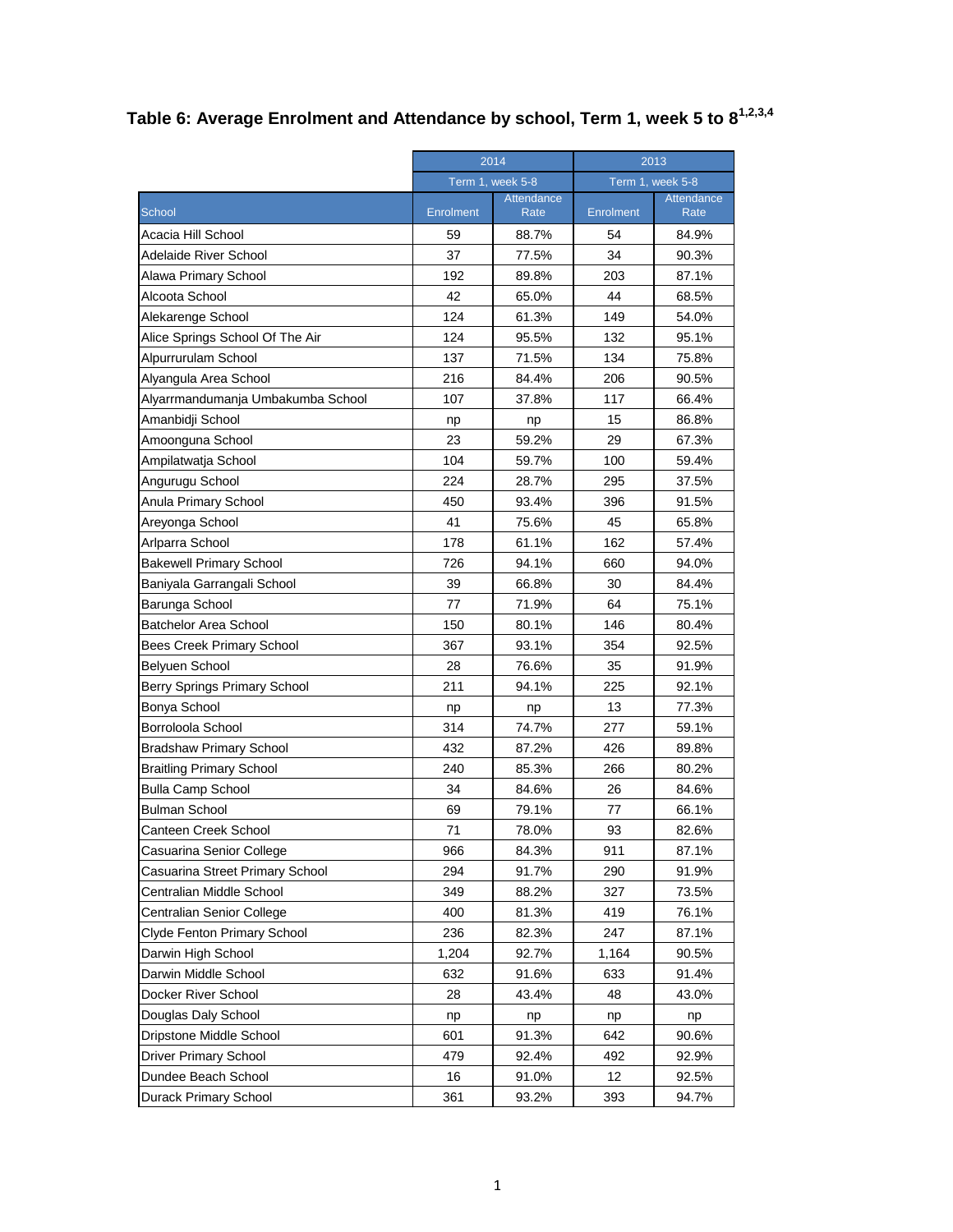## Table 6: Average Enrolment and Attendance by school, Term 1, week 5 to 8[1,2,3,4]

| | 2014 | | 2013 | |
|---|---|---|---|---|
| | Term 1, week 5-8 | | Term 1, week 5-8 | |
| School | Enrolment | Attendance Rate | Enrolment | Attendance Rate |
| Acacia Hill School | 59 | 88.7% | 54 | 84.9% |
| Adelaide River School | 37 | 77.5% | 34 | 90.3% |
| Alawa Primary School | 192 | 89.8% | 203 | 87.1% |
| Alcoota School | 42 | 65.0% | 44 | 68.5% |
| Alekarenge School | 124 | 61.3% | 149 | 54.0% |
| Alice Springs School Of The Air | 124 | 95.5% | 132 | 95.1% |
| Alpurrurulam School | 137 | 71.5% | 134 | 75.8% |
| Alyangula Area School | 216 | 84.4% | 206 | 90.5% |
| Alyarrmandumanja Umbakumba School | 107 | 37.8% | 117 | 66.4% |
| Amanbidji School | np | np | 15 | 86.8% |
| Amoonguna School | 23 | 59.2% | 29 | 67.3% |
| Ampilatwatja School | 104 | 59.7% | 100 | 59.4% |
| Angurugu School | 224 | 28.7% | 295 | 37.5% |
| Anula Primary School | 450 | 93.4% | 396 | 91.5% |
| Areyonga School | 41 | 75.6% | 45 | 65.8% |
| Arlparra School | 178 | 61.1% | 162 | 57.4% |
| Bakewell Primary School | 726 | 94.1% | 660 | 94.0% |
| Baniyala Garrangali School | 39 | 66.8% | 30 | 84.4% |
| Barunga School | 77 | 71.9% | 64 | 75.1% |
| Batchelor Area School | 150 | 80.1% | 146 | 80.4% |
| Bees Creek Primary School | 367 | 93.1% | 354 | 92.5% |
| Belyuen School | 28 | 76.6% | 35 | 91.9% |
| Berry Springs Primary School | 211 | 94.1% | 225 | 92.1% |
| Bonya School | np | np | 13 | 77.3% |
| Borroloola School | 314 | 74.7% | 277 | 59.1% |
| Bradshaw Primary School | 432 | 87.2% | 426 | 89.8% |
| Braitling Primary School | 240 | 85.3% | 266 | 80.2% |
| Bulla Camp School | 34 | 84.6% | 26 | 84.6% |
| Bulman School | 69 | 79.1% | 77 | 66.1% |
| Canteen Creek School | 71 | 78.0% | 93 | 82.6% |
| Casuarina Senior College | 966 | 84.3% | 911 | 87.1% |
| Casuarina Street Primary School | 294 | 91.7% | 290 | 91.9% |
| Centralian Middle School | 349 | 88.2% | 327 | 73.5% |
| Centralian Senior College | 400 | 81.3% | 419 | 76.1% |
| Clyde Fenton Primary School | 236 | 82.3% | 247 | 87.1% |
| Darwin High School | 1,204 | 92.7% | 1,164 | 90.5% |
| Darwin Middle School | 632 | 91.6% | 633 | 91.4% |
| Docker River School | 28 | 43.4% | 48 | 43.0% |
| Douglas Daly School | np | np | np | np |
| Dripstone Middle School | 601 | 91.3% | 642 | 90.6% |
| Driver Primary School | 479 | 92.4% | 492 | 92.9% |
| Dundee Beach School | 16 | 91.0% | 12 | 92.5% |
| Durack Primary School | 361 | 93.2% | 393 | 94.7% |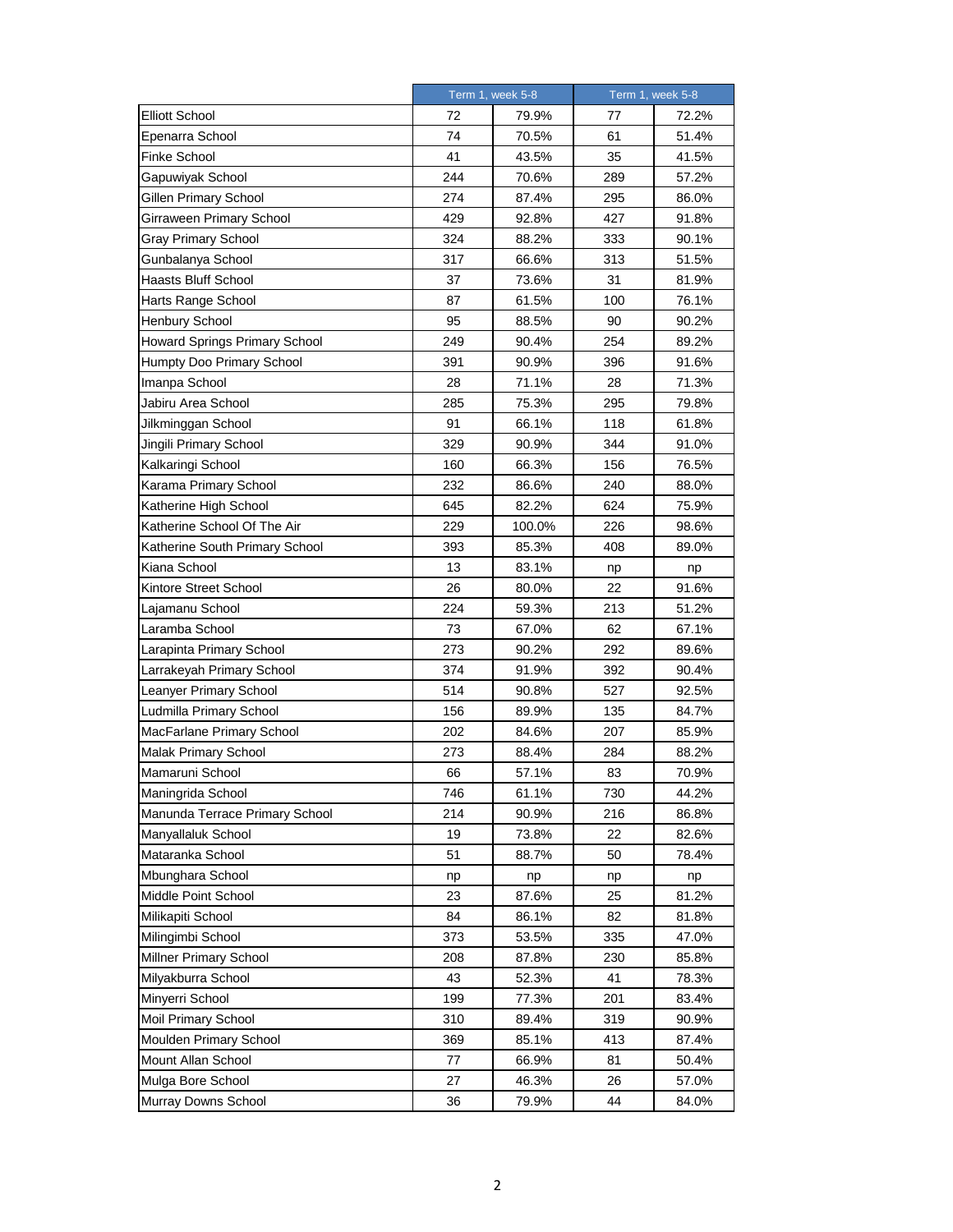| | Term 1, week 5-8 | | Term 1, week 5-8 | |
|---|---|---|---|---|
| Elliott School | 72 | 79.9% | 77 | 72.2% |
| Epenarra School | 74 | 70.5% | 61 | 51.4% |
| Finke School | 41 | 43.5% | 35 | 41.5% |
| Gapuwiyak School | 244 | 70.6% | 289 | 57.2% |
| Gillen Primary School | 274 | 87.4% | 295 | 86.0% |
| Girraween Primary School | 429 | 92.8% | 427 | 91.8% |
| Gray Primary School | 324 | 88.2% | 333 | 90.1% |
| Gunbalanya School | 317 | 66.6% | 313 | 51.5% |
| Haasts Bluff School | 37 | 73.6% | 31 | 81.9% |
| Harts Range School | 87 | 61.5% | 100 | 76.1% |
| Henbury School | 95 | 88.5% | 90 | 90.2% |
| Howard Springs Primary School | 249 | 90.4% | 254 | 89.2% |
| Humpty Doo Primary School | 391 | 90.9% | 396 | 91.6% |
| Imanpa School | 28 | 71.1% | 28 | 71.3% |
| Jabiru Area School | 285 | 75.3% | 295 | 79.8% |
| Jilkminggan School | 91 | 66.1% | 118 | 61.8% |
| Jingili Primary School | 329 | 90.9% | 344 | 91.0% |
| Kalkaringi School | 160 | 66.3% | 156 | 76.5% |
| Karama Primary School | 232 | 86.6% | 240 | 88.0% |
| Katherine High School | 645 | 82.2% | 624 | 75.9% |
| Katherine School Of The Air | 229 | 100.0% | 226 | 98.6% |
| Katherine South Primary School | 393 | 85.3% | 408 | 89.0% |
| Kiana School | 13 | 83.1% | np | np |
| Kintore Street School | 26 | 80.0% | 22 | 91.6% |
| Lajamanu School | 224 | 59.3% | 213 | 51.2% |
| Laramba School | 73 | 67.0% | 62 | 67.1% |
| Larapinta Primary School | 273 | 90.2% | 292 | 89.6% |
| Larrakeyah Primary School | 374 | 91.9% | 392 | 90.4% |
| Leanyer Primary School | 514 | 90.8% | 527 | 92.5% |
| Ludmilla Primary School | 156 | 89.9% | 135 | 84.7% |
| MacFarlane Primary School | 202 | 84.6% | 207 | 85.9% |
| Malak Primary School | 273 | 88.4% | 284 | 88.2% |
| Mamaruni School | 66 | 57.1% | 83 | 70.9% |
| Maningrida School | 746 | 61.1% | 730 | 44.2% |
| Manunda Terrace Primary School | 214 | 90.9% | 216 | 86.8% |
| Manyallaluk School | 19 | 73.8% | 22 | 82.6% |
| Mataranka School | 51 | 88.7% | 50 | 78.4% |
| Mbunghara School | np | np | np | np |
| Middle Point School | 23 | 87.6% | 25 | 81.2% |
| Milikapiti School | 84 | 86.1% | 82 | 81.8% |
| Milingimbi School | 373 | 53.5% | 335 | 47.0% |
| Millner Primary School | 208 | 87.8% | 230 | 85.8% |
| Milyakburra School | 43 | 52.3% | 41 | 78.3% |
| Minyerri School | 199 | 77.3% | 201 | 83.4% |
| Moil Primary School | 310 | 89.4% | 319 | 90.9% |
| Moulden Primary School | 369 | 85.1% | 413 | 87.4% |
| Mount Allan School | 77 | 66.9% | 81 | 50.4% |
| Mulga Bore School | 27 | 46.3% | 26 | 57.0% |
| Murray Downs School | 36 | 79.9% | 44 | 84.0% |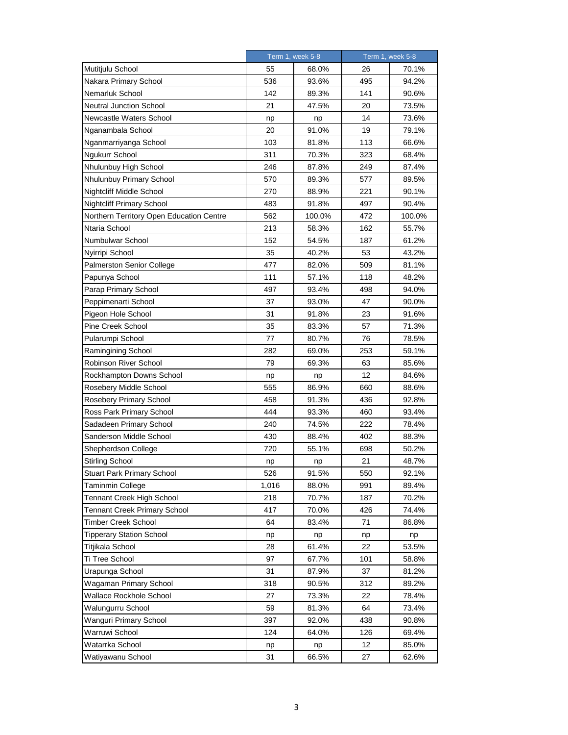| | Term 1, week 5-8 | | Term 1, week 5-8 | |
|---|---|---|---|---|
| Mutitjulu School | 55 | 68.0% | 26 | 70.1% |
| Nakara Primary School | 536 | 93.6% | 495 | 94.2% |
| Nemarluk School | 142 | 89.3% | 141 | 90.6% |
| Neutral Junction School | 21 | 47.5% | 20 | 73.5% |
| Newcastle Waters School | np | np | 14 | 73.6% |
| Nganambala School | 20 | 91.0% | 19 | 79.1% |
| Nganmarriyanga School | 103 | 81.8% | 113 | 66.6% |
| Ngukurr School | 311 | 70.3% | 323 | 68.4% |
| Nhulunbuy High School | 246 | 87.8% | 249 | 87.4% |
| Nhulunbuy Primary School | 570 | 89.3% | 577 | 89.5% |
| Nightcliff Middle School | 270 | 88.9% | 221 | 90.1% |
| Nightcliff Primary School | 483 | 91.8% | 497 | 90.4% |
| Northern Territory Open Education Centre | 562 | 100.0% | 472 | 100.0% |
| Ntaria School | 213 | 58.3% | 162 | 55.7% |
| Numbulwar School | 152 | 54.5% | 187 | 61.2% |
| Nyirripi School | 35 | 40.2% | 53 | 43.2% |
| Palmerston Senior College | 477 | 82.0% | 509 | 81.1% |
| Papunya School | 111 | 57.1% | 118 | 48.2% |
| Parap Primary School | 497 | 93.4% | 498 | 94.0% |
| Peppimenarti School | 37 | 93.0% | 47 | 90.0% |
| Pigeon Hole School | 31 | 91.8% | 23 | 91.6% |
| Pine Creek School | 35 | 83.3% | 57 | 71.3% |
| Pularumpi School | 77 | 80.7% | 76 | 78.5% |
| Ramingining School | 282 | 69.0% | 253 | 59.1% |
| Robinson River School | 79 | 69.3% | 63 | 85.6% |
| Rockhampton Downs School | np | np | 12 | 84.6% |
| Rosebery Middle School | 555 | 86.9% | 660 | 88.6% |
| Rosebery Primary School | 458 | 91.3% | 436 | 92.8% |
| Ross Park Primary School | 444 | 93.3% | 460 | 93.4% |
| Sadadeen Primary School | 240 | 74.5% | 222 | 78.4% |
| Sanderson Middle School | 430 | 88.4% | 402 | 88.3% |
| Shepherdson College | 720 | 55.1% | 698 | 50.2% |
| Stirling School | np | np | 21 | 48.7% |
| Stuart Park Primary School | 526 | 91.5% | 550 | 92.1% |
| Taminmin College | 1,016 | 88.0% | 991 | 89.4% |
| Tennant Creek High School | 218 | 70.7% | 187 | 70.2% |
| Tennant Creek Primary School | 417 | 70.0% | 426 | 74.4% |
| Timber Creek School | 64 | 83.4% | 71 | 86.8% |
| Tipperary Station School | np | np | np | np |
| Titjikala School | 28 | 61.4% | 22 | 53.5% |
| Ti Tree School | 97 | 67.7% | 101 | 58.8% |
| Urapunga School | 31 | 87.9% | 37 | 81.2% |
| Wagaman Primary School | 318 | 90.5% | 312 | 89.2% |
| Wallace Rockhole School | 27 | 73.3% | 22 | 78.4% |
| Walungurru School | 59 | 81.3% | 64 | 73.4% |
| Wanguri Primary School | 397 | 92.0% | 438 | 90.8% |
| Warruwi School | 124 | 64.0% | 126 | 69.4% |
| Watarrka School | np | np | 12 | 85.0% |
| Watiyawanu School | 31 | 66.5% | 27 | 62.6% |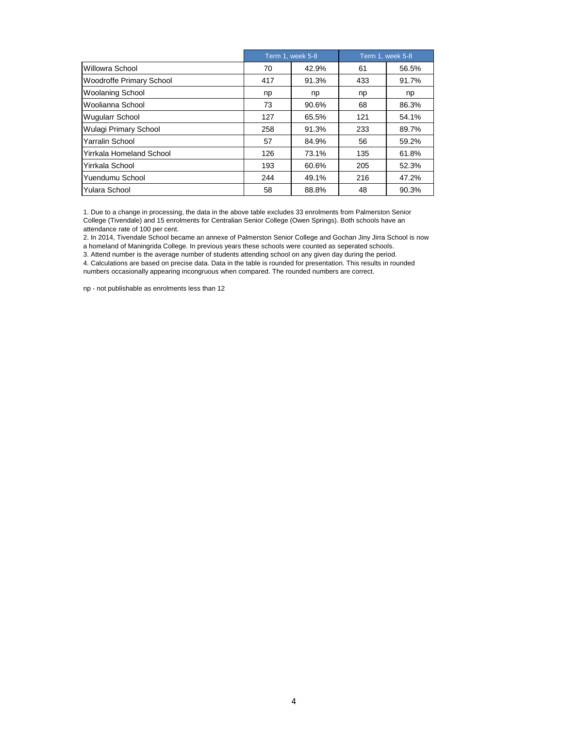| | Term 1, week 5-8 | | Term 1, week 5-8 | |
|---|---|---|---|---|
| Willowra School | 70 | 42.9% | 61 | 56.5% |
| Woodroffe Primary School | 417 | 91.3% | 433 | 91.7% |
| Woolaning School | np | np | np | np |
| Woolianna School | 73 | 90.6% | 68 | 86.3% |
| Wugularr School | 127 | 65.5% | 121 | 54.1% |
| Wulagi Primary School | 258 | 91.3% | 233 | 89.7% |
| Yarralin School | 57 | 84.9% | 56 | 59.2% |
| Yirrkala Homeland School | 126 | 73.1% | 135 | 61.8% |
| Yirrkala School | 193 | 60.6% | 205 | 52.3% |
| Yuendumu School | 244 | 49.1% | 216 | 47.2% |
| Yulara School | 58 | 88.8% | 48 | 90.3% |

1. Due to a change in processing, the data in the above table excludes 33 enrolments from Palmerston Senior College (Tivendale) and 15 enrolments for Centralian Senior College (Owen Springs). Both schools have an attendance rate of 100 per cent.
2. In 2014, Tivendale School became an annexe of Palmerston Senior College and Gochan Jiny Jirra School is now a homeland of Maningrida College. In previous years these schools were counted as seperated schools.
3. Attend number is the average number of students attending school on any given day during the period.
4. Calculations are based on precise data. Data in the table is rounded for presentation. This results in rounded numbers occasionally appearing incongruous when compared. The rounded numbers are correct.

np - not publishable as enrolments less than 12